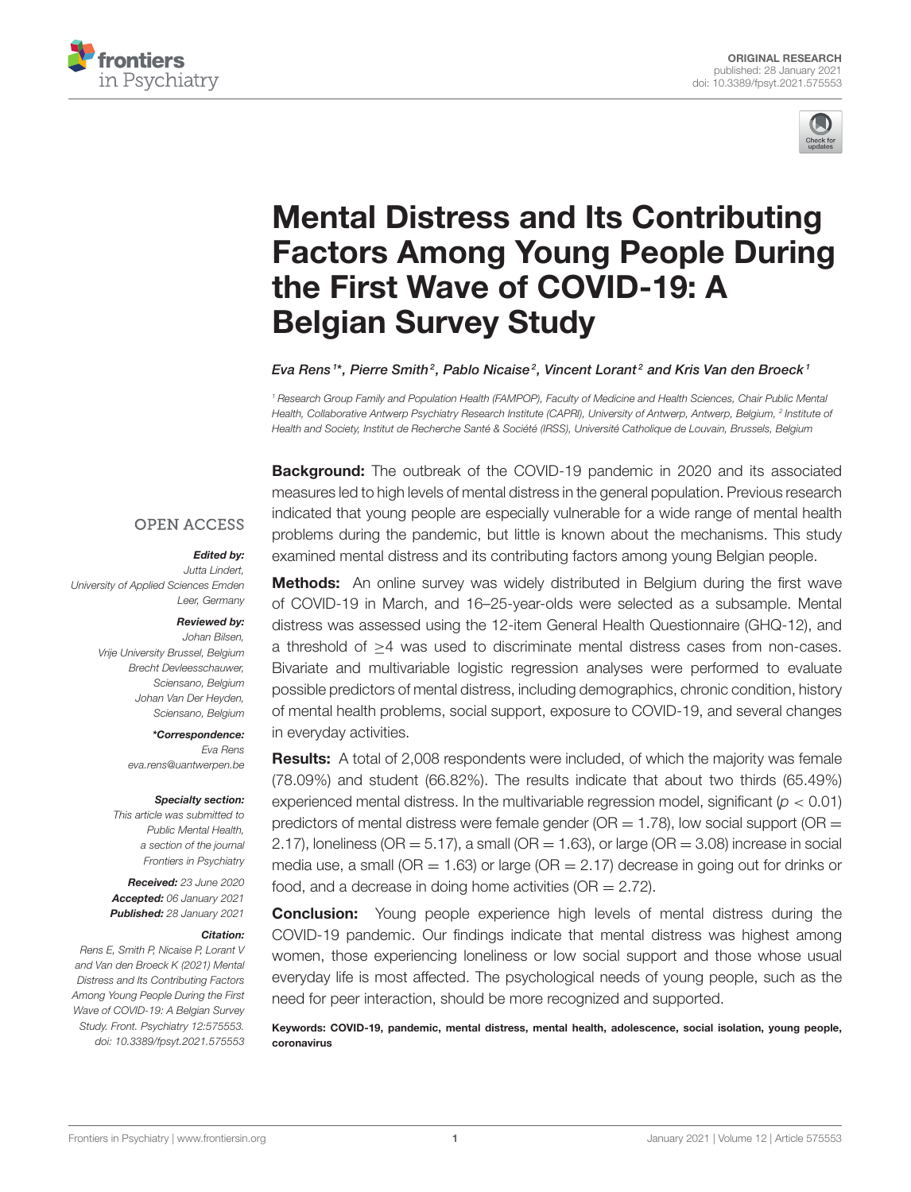ORIGINAL RESEARCH
published: 28 January 2021
doi: 10.3389/fpsyt.2021.575553

# Mental Distress and Its Contributing Factors Among Young People During the First Wave of COVID-19: A Belgian Survey Study

*Eva Rens[1]\*, Pierre Smith[2], Pablo Nicaise[2], Vincent Lorant[2] and Kris Van den Broeck[1]*

[1] Research Group Family and Population Health (FAMPOP), Faculty of Medicine and Health Sciences, Chair Public Mental Health, Collaborative Antwerp Psychiatry Research Institute (CAPRI), University of Antwerp, Antwerp, Belgium, [2] Institute of Health and Society, Institut de Recherche Santé & Société (IRSS), Université Catholique de Louvain, Brussels, Belgium

OPEN ACCESS

***Edited by:***
*Jutta Lindert, University of Applied Sciences Emden Leer, Germany*

***Reviewed by:***
*Johan Bilsen, Vrije University Brussel, Belgium*
*Brecht Devleesschauwer, Sciensano, Belgium*
*Johan Van Der Heyden, Sciensano, Belgium*

***\*Correspondence:***
*Eva Rens*
*eva.rens@uantwerpen.be*

***Specialty section:***
*This article was submitted to Public Mental Health, a section of the journal Frontiers in Psychiatry*

***Received:*** *23 June 2020*
***Accepted:*** *06 January 2021*
***Published:*** *28 January 2021*

***Citation:***
*Rens E, Smith P, Nicaise P, Lorant V and Van den Broeck K (2021) Mental Distress and Its Contributing Factors Among Young People During the First Wave of COVID-19: A Belgian Survey Study. Front. Psychiatry 12:575553. doi: 10.3389/fpsyt.2021.575553*

**Background:** The outbreak of the COVID-19 pandemic in 2020 and its associated measures led to high levels of mental distress in the general population. Previous research indicated that young people are especially vulnerable for a wide range of mental health problems during the pandemic, but little is known about the mechanisms. This study examined mental distress and its contributing factors among young Belgian people.

**Methods:** An online survey was widely distributed in Belgium during the first wave of COVID-19 in March, and 16–25-year-olds were selected as a subsample. Mental distress was assessed using the 12-item General Health Questionnaire (GHQ-12), and a threshold of $\geq$4 was used to discriminate mental distress cases from non-cases. Bivariate and multivariable logistic regression analyses were performed to evaluate possible predictors of mental distress, including demographics, chronic condition, history of mental health problems, social support, exposure to COVID-19, and several changes in everyday activities.

**Results:** A total of 2,008 respondents were included, of which the majority was female (78.09%) and student (66.82%). The results indicate that about two thirds (65.49%) experienced mental distress. In the multivariable regression model, significant ($p < 0.01$) predictors of mental distress were female gender (OR = 1.78), low social support (OR = 2.17), loneliness (OR = 5.17), a small (OR = 1.63), or large (OR = 3.08) increase in social media use, a small (OR = 1.63) or large (OR = 2.17) decrease in going out for drinks or food, and a decrease in doing home activities (OR = 2.72).

**Conclusion:** Young people experience high levels of mental distress during the COVID-19 pandemic. Our findings indicate that mental distress was highest among women, those experiencing loneliness or low social support and those whose usual everyday life is most affected. The psychological needs of young people, such as the need for peer interaction, should be more recognized and supported.

**Keywords: COVID-19, pandemic, mental distress, mental health, adolescence, social isolation, young people, coronavirus**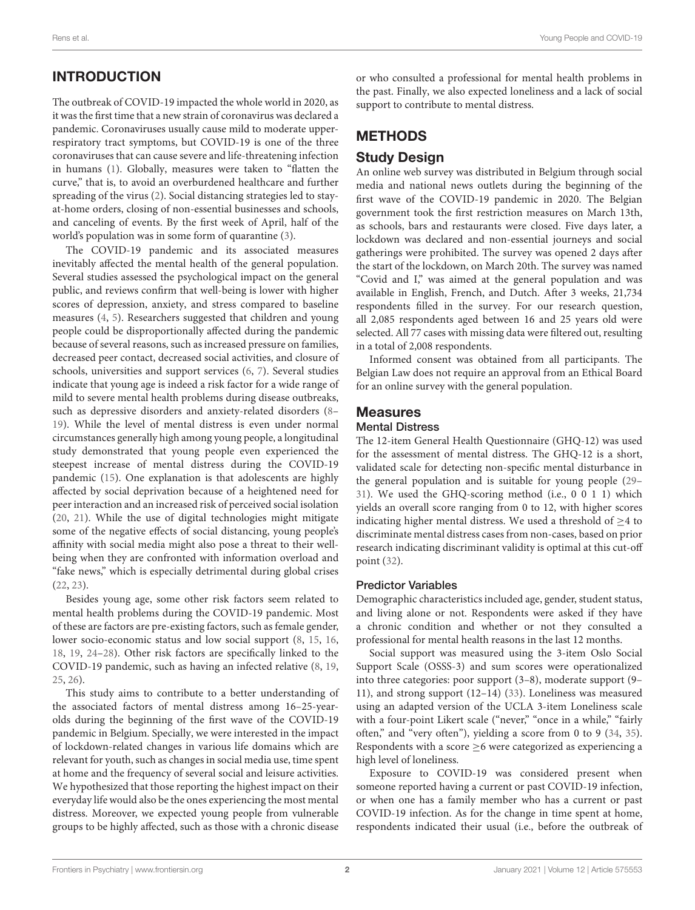## INTRODUCTION

The outbreak of COVID-19 impacted the whole world in 2020, as it was the first time that a new strain of coronavirus was declared a pandemic. Coronaviruses usually cause mild to moderate upper-respiratory tract symptoms, but COVID-19 is one of the three coronaviruses that can cause severe and life-threatening infection in humans (1). Globally, measures were taken to "flatten the curve," that is, to avoid an overburdened healthcare and further spreading of the virus (2). Social distancing strategies led to stay-at-home orders, closing of non-essential businesses and schools, and canceling of events. By the first week of April, half of the world's population was in some form of quarantine (3).

The COVID-19 pandemic and its associated measures inevitably affected the mental health of the general population. Several studies assessed the psychological impact on the general public, and reviews confirm that well-being is lower with higher scores of depression, anxiety, and stress compared to baseline measures (4, 5). Researchers suggested that children and young people could be disproportionally affected during the pandemic because of several reasons, such as increased pressure on families, decreased peer contact, decreased social activities, and closure of schools, universities and support services (6, 7). Several studies indicate that young age is indeed a risk factor for a wide range of mild to severe mental health problems during disease outbreaks, such as depressive disorders and anxiety-related disorders (8–19). While the level of mental distress is even under normal circumstances generally high among young people, a longitudinal study demonstrated that young people even experienced the steepest increase of mental distress during the COVID-19 pandemic (15). One explanation is that adolescents are highly affected by social deprivation because of a heightened need for peer interaction and an increased risk of perceived social isolation (20, 21). While the use of digital technologies might mitigate some of the negative effects of social distancing, young people's affinity with social media might also pose a threat to their well-being when they are confronted with information overload and "fake news," which is especially detrimental during global crises (22, 23).

Besides young age, some other risk factors seem related to mental health problems during the COVID-19 pandemic. Most of these are factors are pre-existing factors, such as female gender, lower socio-economic status and low social support (8, 15, 16, 18, 19, 24–28). Other risk factors are specifically linked to the COVID-19 pandemic, such as having an infected relative (8, 19, 25, 26).

This study aims to contribute to a better understanding of the associated factors of mental distress among 16–25-year-olds during the beginning of the first wave of the COVID-19 pandemic in Belgium. Specially, we were interested in the impact of lockdown-related changes in various life domains which are relevant for youth, such as changes in social media use, time spent at home and the frequency of several social and leisure activities. We hypothesized that those reporting the highest impact on their everyday life would also be the ones experiencing the most mental distress. Moreover, we expected young people from vulnerable groups to be highly affected, such as those with a chronic disease or who consulted a professional for mental health problems in the past. Finally, we also expected loneliness and a lack of social support to contribute to mental distress.

## METHODS

### Study Design

An online web survey was distributed in Belgium through social media and national news outlets during the beginning of the first wave of the COVID-19 pandemic in 2020. The Belgian government took the first restriction measures on March 13th, as schools, bars and restaurants were closed. Five days later, a lockdown was declared and non-essential journeys and social gatherings were prohibited. The survey was opened 2 days after the start of the lockdown, on March 20th. The survey was named "Covid and I," was aimed at the general population and was available in English, French, and Dutch. After 3 weeks, 21,734 respondents filled in the survey. For our research question, all 2,085 respondents aged between 16 and 25 years old were selected. All 77 cases with missing data were filtered out, resulting in a total of 2,008 respondents.

Informed consent was obtained from all participants. The Belgian Law does not require an approval from an Ethical Board for an online survey with the general population.

### Measures

#### Mental Distress

The 12-item General Health Questionnaire (GHQ-12) was used for the assessment of mental distress. The GHQ-12 is a short, validated scale for detecting non-specific mental disturbance in the general population and is suitable for young people (29–31). We used the GHQ-scoring method (i.e., 0 0 1 1) which yields an overall score ranging from 0 to 12, with higher scores indicating higher mental distress. We used a threshold of $\geq$4 to discriminate mental distress cases from non-cases, based on prior research indicating discriminant validity is optimal at this cut-off point (32).

#### Predictor Variables

Demographic characteristics included age, gender, student status, and living alone or not. Respondents were asked if they have a chronic condition and whether or not they consulted a professional for mental health reasons in the last 12 months.

Social support was measured using the 3-item Oslo Social Support Scale (OSSS-3) and sum scores were operationalized into three categories: poor support (3–8), moderate support (9–11), and strong support (12–14) (33). Loneliness was measured using an adapted version of the UCLA 3-item Loneliness scale with a four-point Likert scale ("never," "once in a while," "fairly often," and "very often"), yielding a score from 0 to 9 (34, 35). Respondents with a score $\geq$6 were categorized as experiencing a high level of loneliness.

Exposure to COVID-19 was considered present when someone reported having a current or past COVID-19 infection, or when one has a family member who has a current or past COVID-19 infection. As for the change in time spent at home, respondents indicated their usual (i.e., before the outbreak of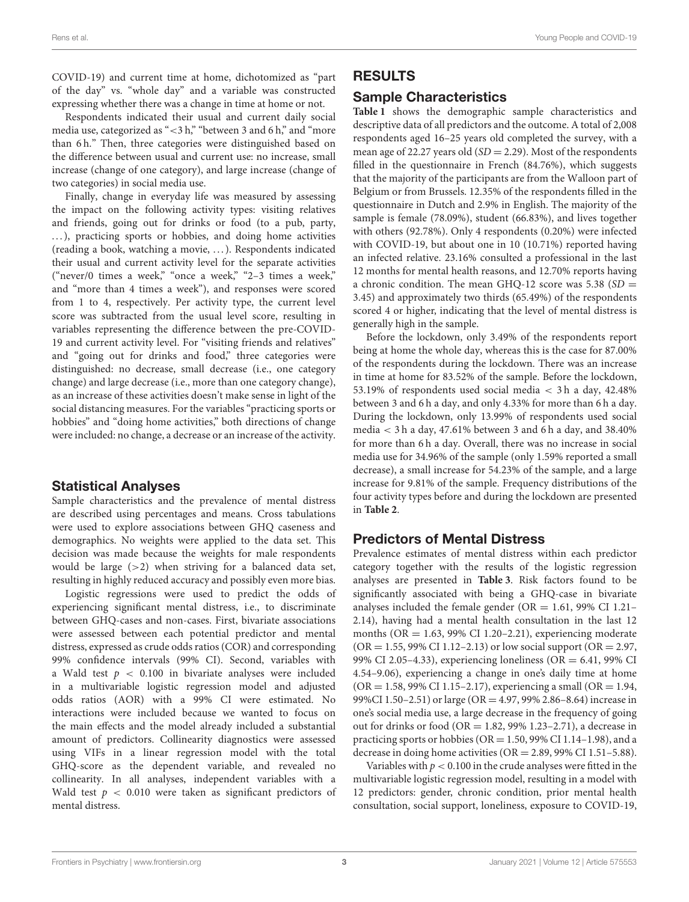COVID-19) and current time at home, dichotomized as "part of the day" vs. "whole day" and a variable was constructed expressing whether there was a change in time at home or not.

Respondents indicated their usual and current daily social media use, categorized as "<3 h," "between 3 and 6 h," and "more than 6 h." Then, three categories were distinguished based on the difference between usual and current use: no increase, small increase (change of one category), and large increase (change of two categories) in social media use.

Finally, change in everyday life was measured by assessing the impact on the following activity types: visiting relatives and friends, going out for drinks or food (to a pub, party, ...), practicing sports or hobbies, and doing home activities (reading a book, watching a movie, ...). Respondents indicated their usual and current activity level for the separate activities ("never/0 times a week," "once a week," "2–3 times a week," and "more than 4 times a week"), and responses were scored from 1 to 4, respectively. Per activity type, the current level score was subtracted from the usual level score, resulting in variables representing the difference between the pre-COVID-19 and current activity level. For "visiting friends and relatives" and "going out for drinks and food," three categories were distinguished: no decrease, small decrease (i.e., one category change) and large decrease (i.e., more than one category change), as an increase of these activities doesn't make sense in light of the social distancing measures. For the variables "practicing sports or hobbies" and "doing home activities," both directions of change were included: no change, a decrease or an increase of the activity.

## Statistical Analyses

Sample characteristics and the prevalence of mental distress are described using percentages and means. Cross tabulations were used to explore associations between GHQ caseness and demographics. No weights were applied to the data set. This decision was made because the weights for male respondents would be large (>2) when striving for a balanced data set, resulting in highly reduced accuracy and possibly even more bias.

Logistic regressions were used to predict the odds of experiencing significant mental distress, i.e., to discriminate between GHQ-cases and non-cases. First, bivariate associations were assessed between each potential predictor and mental distress, expressed as crude odds ratios (COR) and corresponding 99% confidence intervals (99% CI). Second, variables with a Wald test $p < 0.100$ in bivariate analyses were included in a multivariable logistic regression model and adjusted odds ratios (AOR) with a 99% CI were estimated. No interactions were included because we wanted to focus on the main effects and the model already included a substantial amount of predictors. Collinearity diagnostics were assessed using VIFs in a linear regression model with the total GHQ-score as the dependent variable, and revealed no collinearity. In all analyses, independent variables with a Wald test $p < 0.010$ were taken as significant predictors of mental distress.

# RESULTS

## Sample Characteristics

**Table 1** shows the demographic sample characteristics and descriptive data of all predictors and the outcome. A total of 2,008 respondents aged 16–25 years old completed the survey, with a mean age of 22.27 years old ($SD = 2.29$). Most of the respondents filled in the questionnaire in French (84.76%), which suggests that the majority of the participants are from the Walloon part of Belgium or from Brussels. 12.35% of the respondents filled in the questionnaire in Dutch and 2.9% in English. The majority of the sample is female (78.09%), student (66.83%), and lives together with others (92.78%). Only 4 respondents (0.20%) were infected with COVID-19, but about one in 10 (10.71%) reported having an infected relative. 23.16% consulted a professional in the last 12 months for mental health reasons, and 12.70% reports having a chronic condition. The mean GHQ-12 score was 5.38 ($SD = 3.45$) and approximately two thirds (65.49%) of the respondents scored 4 or higher, indicating that the level of mental distress is generally high in the sample.

Before the lockdown, only 3.49% of the respondents report being at home the whole day, whereas this is the case for 87.00% of the respondents during the lockdown. There was an increase in time at home for 83.52% of the sample. Before the lockdown, 53.19% of respondents used social media < 3 h a day, 42.48% between 3 and 6 h a day, and only 4.33% for more than 6 h a day. During the lockdown, only 13.99% of respondents used social media < 3 h a day, 47.61% between 3 and 6 h a day, and 38.40% for more than 6 h a day. Overall, there was no increase in social media use for 34.96% of the sample (only 1.59% reported a small decrease), a small increase for 54.23% of the sample, and a large increase for 9.81% of the sample. Frequency distributions of the four activity types before and during the lockdown are presented in **Table 2**.

## Predictors of Mental Distress

Prevalence estimates of mental distress within each predictor category together with the results of the logistic regression analyses are presented in **Table 3**. Risk factors found to be significantly associated with being a GHQ-case in bivariate analyses included the female gender (OR = 1.61, 99% CI 1.21–2.14), having had a mental health consultation in the last 12 months (OR = 1.63, 99% CI 1.20–2.21), experiencing moderate (OR = 1.55, 99% CI 1.12–2.13) or low social support (OR = 2.97, 99% CI 2.05–4.33), experiencing loneliness (OR = 6.41, 99% CI 4.54–9.06), experiencing a change in one's daily time at home (OR = 1.58, 99% CI 1.15–2.17), experiencing a small (OR = 1.94, 99%CI 1.50–2.51) or large (OR = 4.97, 99% 2.86–8.64) increase in one's social media use, a large decrease in the frequency of going out for drinks or food (OR = 1.82, 99% 1.23–2.71), a decrease in practicing sports or hobbies (OR = 1.50, 99% CI 1.14–1.98), and a decrease in doing home activities (OR = 2.89, 99% CI 1.51–5.88).

Variables with $p < 0.100$ in the crude analyses were fitted in the multivariable logistic regression model, resulting in a model with 12 predictors: gender, chronic condition, prior mental health consultation, social support, loneliness, exposure to COVID-19,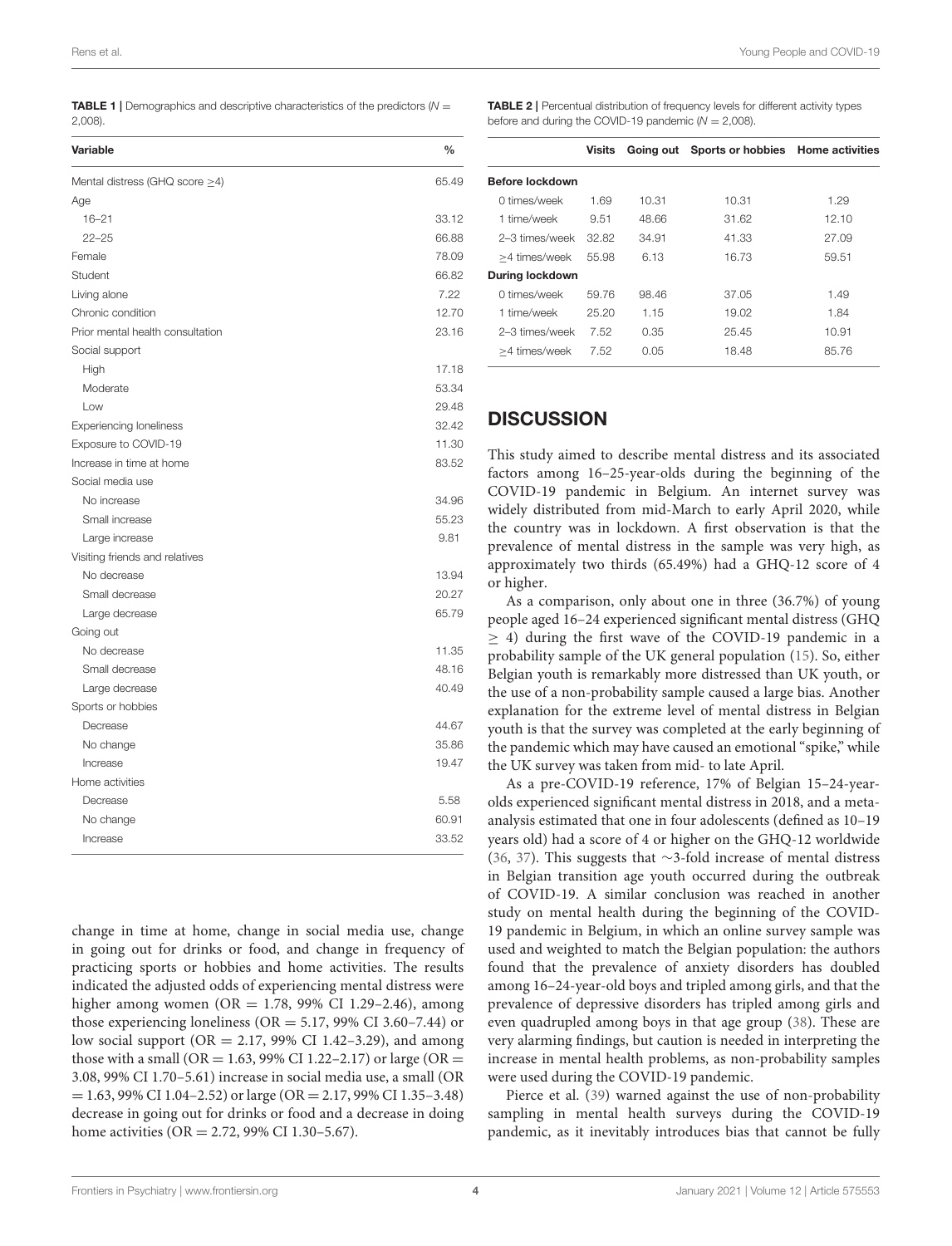**TABLE 1 |** Demographics and descriptive characteristics of the predictors ($N$ = 2,008).

| Variable | % |
|---|---|
| Mental distress (GHQ score ≥4) | 65.49 |
| Age | |
| 16–21 | 33.12 |
| 22–25 | 66.88 |
| Female | 78.09 |
| Student | 66.82 |
| Living alone | 7.22 |
| Chronic condition | 12.70 |
| Prior mental health consultation | 23.16 |
| Social support | |
| High | 17.18 |
| Moderate | 53.34 |
| Low | 29.48 |
| Experiencing loneliness | 32.42 |
| Exposure to COVID-19 | 11.30 |
| Increase in time at home | 83.52 |
| Social media use | |
| No increase | 34.96 |
| Small increase | 55.23 |
| Large increase | 9.81 |
| Visiting friends and relatives | |
| No decrease | 13.94 |
| Small decrease | 20.27 |
| Large decrease | 65.79 |
| Going out | |
| No decrease | 11.35 |
| Small decrease | 48.16 |
| Large decrease | 40.49 |
| Sports or hobbies | |
| Decrease | 44.67 |
| No change | 35.86 |
| Increase | 19.47 |
| Home activities | |
| Decrease | 5.58 |
| No change | 60.91 |
| Increase | 33.52 |

change in time at home, change in social media use, change in going out for drinks or food, and change in frequency of practicing sports or hobbies and home activities. The results indicated the adjusted odds of experiencing mental distress were higher among women (OR = 1.78, 99% CI 1.29–2.46), among those experiencing loneliness (OR = 5.17, 99% CI 3.60–7.44) or low social support (OR = 2.17, 99% CI 1.42–3.29), and among those with a small (OR = 1.63, 99% CI 1.22–2.17) or large (OR = 3.08, 99% CI 1.70–5.61) increase in social media use, a small (OR = 1.63, 99% CI 1.04–2.52) or large (OR = 2.17, 99% CI 1.35–3.48) decrease in going out for drinks or food and a decrease in doing home activities (OR = 2.72, 99% CI 1.30–5.67).

**TABLE 2 |** Percentual distribution of frequency levels for different activity types before and during the COVID-19 pandemic ($N$ = 2,008).

| | Visits | Going out | Sports or hobbies | Home activities |
|---|---|---|---|---|
| **Before lockdown** | | | | |
| 0 times/week | 1.69 | 10.31 | 10.31 | 1.29 |
| 1 time/week | 9.51 | 48.66 | 31.62 | 12.10 |
| 2–3 times/week | 32.82 | 34.91 | 41.33 | 27.09 |
| ≥4 times/week | 55.98 | 6.13 | 16.73 | 59.51 |
| **During lockdown** | | | | |
| 0 times/week | 59.76 | 98.46 | 37.05 | 1.49 |
| 1 time/week | 25.20 | 1.15 | 19.02 | 1.84 |
| 2–3 times/week | 7.52 | 0.35 | 25.45 | 10.91 |
| ≥4 times/week | 7.52 | 0.05 | 18.48 | 85.76 |

## DISCUSSION

This study aimed to describe mental distress and its associated factors among 16–25-year-olds during the beginning of the COVID-19 pandemic in Belgium. An internet survey was widely distributed from mid-March to early April 2020, while the country was in lockdown. A first observation is that the prevalence of mental distress in the sample was very high, as approximately two thirds (65.49%) had a GHQ-12 score of 4 or higher.

As a comparison, only about one in three (36.7%) of young people aged 16–24 experienced significant mental distress (GHQ ≥ 4) during the first wave of the COVID-19 pandemic in a probability sample of the UK general population (15). So, either Belgian youth is remarkably more distressed than UK youth, or the use of a non-probability sample caused a large bias. Another explanation for the extreme level of mental distress in Belgian youth is that the survey was completed at the early beginning of the pandemic which may have caused an emotional "spike," while the UK survey was taken from mid- to late April.

As a pre-COVID-19 reference, 17% of Belgian 15–24-year-olds experienced significant mental distress in 2018, and a meta-analysis estimated that one in four adolescents (defined as 10–19 years old) had a score of 4 or higher on the GHQ-12 worldwide (36, 37). This suggests that ∼3-fold increase of mental distress in Belgian transition age youth occurred during the outbreak of COVID-19. A similar conclusion was reached in another study on mental health during the beginning of the COVID-19 pandemic in Belgium, in which an online survey sample was used and weighted to match the Belgian population: the authors found that the prevalence of anxiety disorders has doubled among 16–24-year-old boys and tripled among girls, and that the prevalence of depressive disorders has tripled among girls and even quadrupled among boys in that age group (38). These are very alarming findings, but caution is needed in interpreting the increase in mental health problems, as non-probability samples were used during the COVID-19 pandemic.

Pierce et al. (39) warned against the use of non-probability sampling in mental health surveys during the COVID-19 pandemic, as it inevitably introduces bias that cannot be fully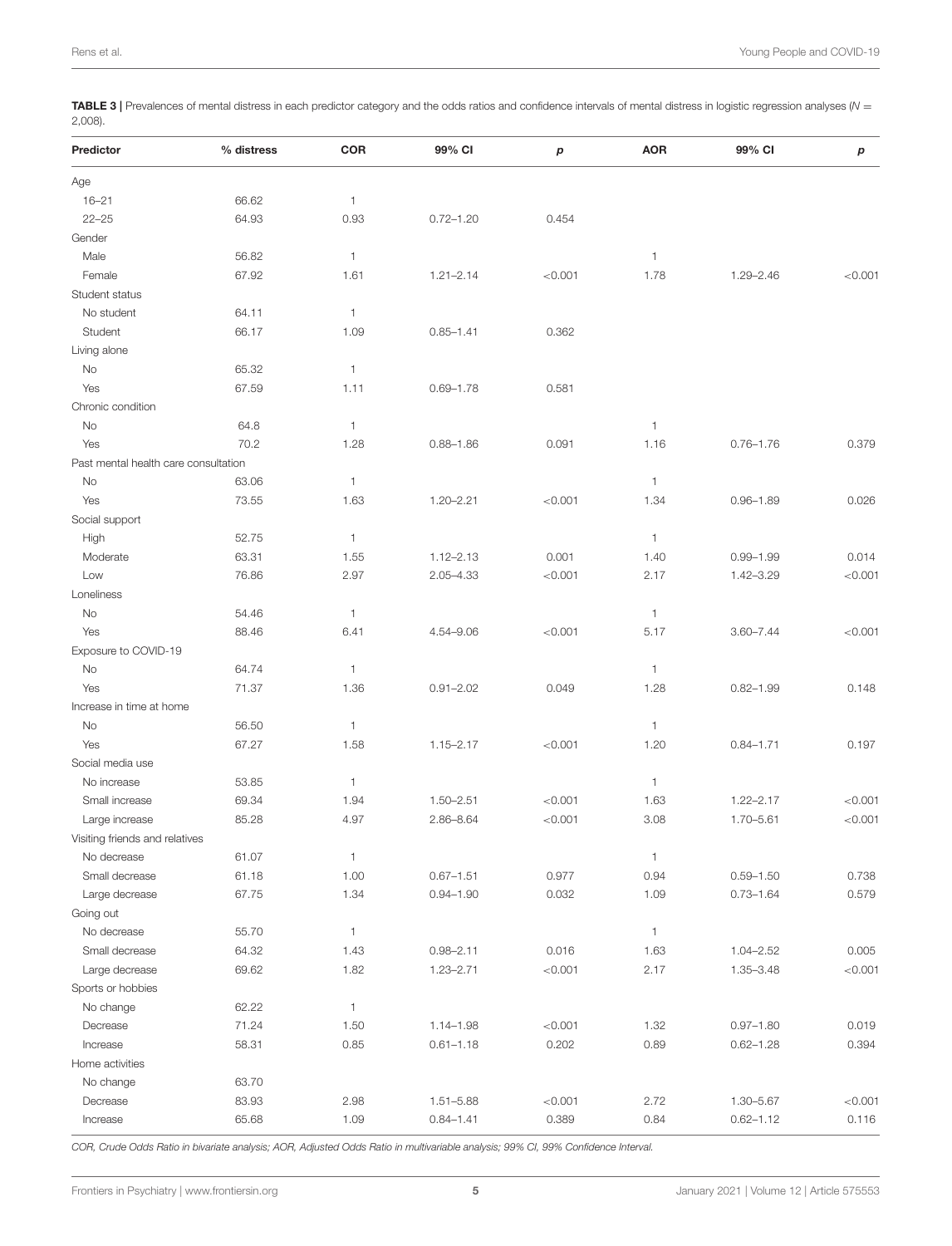**TABLE 3 |** Prevalences of mental distress in each predictor category and the odds ratios and confidence intervals of mental distress in logistic regression analyses ($N = 2{,}008$).

| Predictor | % distress | COR | 99% CI | *p* | AOR | 99% CI | *p* |
|---|---|---|---|---|---|---|---|
| Age | | | | | | | |
| 16–21 | 66.62 | 1 | | | | | |
| 22–25 | 64.93 | 0.93 | 0.72–1.20 | 0.454 | | | |
| Gender | | | | | | | |
| Male | 56.82 | 1 | | | 1 | | |
| Female | 67.92 | 1.61 | 1.21–2.14 | <0.001 | 1.78 | 1.29–2.46 | <0.001 |
| Student status | | | | | | | |
| No student | 64.11 | 1 | | | | | |
| Student | 66.17 | 1.09 | 0.85–1.41 | 0.362 | | | |
| Living alone | | | | | | | |
| No | 65.32 | 1 | | | | | |
| Yes | 67.59 | 1.11 | 0.69–1.78 | 0.581 | | | |
| Chronic condition | | | | | | | |
| No | 64.8 | 1 | | | 1 | | |
| Yes | 70.2 | 1.28 | 0.88–1.86 | 0.091 | 1.16 | 0.76–1.76 | 0.379 |
| Past mental health care consultation | | | | | | | |
| No | 63.06 | 1 | | | 1 | | |
| Yes | 73.55 | 1.63 | 1.20–2.21 | <0.001 | 1.34 | 0.96–1.89 | 0.026 |
| Social support | | | | | | | |
| High | 52.75 | 1 | | | 1 | | |
| Moderate | 63.31 | 1.55 | 1.12–2.13 | 0.001 | 1.40 | 0.99–1.99 | 0.014 |
| Low | 76.86 | 2.97 | 2.05–4.33 | <0.001 | 2.17 | 1.42–3.29 | <0.001 |
| Loneliness | | | | | | | |
| No | 54.46 | 1 | | | 1 | | |
| Yes | 88.46 | 6.41 | 4.54–9.06 | <0.001 | 5.17 | 3.60–7.44 | <0.001 |
| Exposure to COVID-19 | | | | | | | |
| No | 64.74 | 1 | | | 1 | | |
| Yes | 71.37 | 1.36 | 0.91–2.02 | 0.049 | 1.28 | 0.82–1.99 | 0.148 |
| Increase in time at home | | | | | | | |
| No | 56.50 | 1 | | | 1 | | |
| Yes | 67.27 | 1.58 | 1.15–2.17 | <0.001 | 1.20 | 0.84–1.71 | 0.197 |
| Social media use | | | | | | | |
| No increase | 53.85 | 1 | | | 1 | | |
| Small increase | 69.34 | 1.94 | 1.50–2.51 | <0.001 | 1.63 | 1.22–2.17 | <0.001 |
| Large increase | 85.28 | 4.97 | 2.86–8.64 | <0.001 | 3.08 | 1.70–5.61 | <0.001 |
| Visiting friends and relatives | | | | | | | |
| No decrease | 61.07 | 1 | | | 1 | | |
| Small decrease | 61.18 | 1.00 | 0.67–1.51 | 0.977 | 0.94 | 0.59–1.50 | 0.738 |
| Large decrease | 67.75 | 1.34 | 0.94–1.90 | 0.032 | 1.09 | 0.73–1.64 | 0.579 |
| Going out | | | | | | | |
| No decrease | 55.70 | 1 | | | 1 | | |
| Small decrease | 64.32 | 1.43 | 0.98–2.11 | 0.016 | 1.63 | 1.04–2.52 | 0.005 |
| Large decrease | 69.62 | 1.82 | 1.23–2.71 | <0.001 | 2.17 | 1.35–3.48 | <0.001 |
| Sports or hobbies | | | | | | | |
| No change | 62.22 | 1 | | | | | |
| Decrease | 71.24 | 1.50 | 1.14–1.98 | <0.001 | 1.32 | 0.97–1.80 | 0.019 |
| Increase | 58.31 | 0.85 | 0.61–1.18 | 0.202 | 0.89 | 0.62–1.28 | 0.394 |
| Home activities | | | | | | | |
| No change | 63.70 | | | | | | |
| Decrease | 83.93 | 2.98 | 1.51–5.88 | <0.001 | 2.72 | 1.30–5.67 | <0.001 |
| Increase | 65.68 | 1.09 | 0.84–1.41 | 0.389 | 0.84 | 0.62–1.12 | 0.116 |

*COR, Crude Odds Ratio in bivariate analysis; AOR, Adjusted Odds Ratio in multivariable analysis; 99% CI, 99% Confidence Interval.*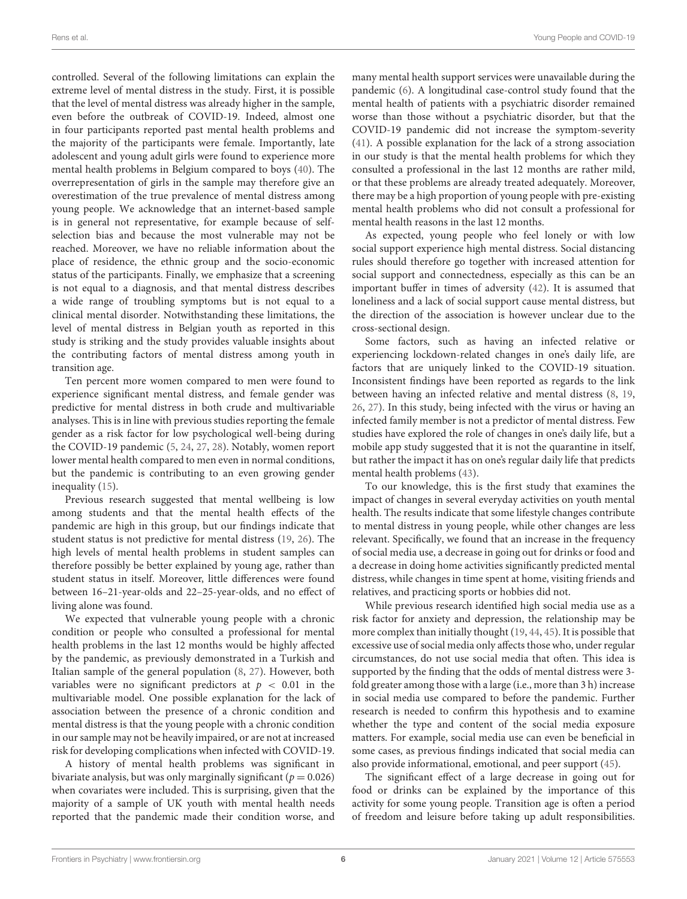controlled. Several of the following limitations can explain the extreme level of mental distress in the study. First, it is possible that the level of mental distress was already higher in the sample, even before the outbreak of COVID-19. Indeed, almost one in four participants reported past mental health problems and the majority of the participants were female. Importantly, late adolescent and young adult girls were found to experience more mental health problems in Belgium compared to boys (40). The overrepresentation of girls in the sample may therefore give an overestimation of the true prevalence of mental distress among young people. We acknowledge that an internet-based sample is in general not representative, for example because of self-selection bias and because the most vulnerable may not be reached. Moreover, we have no reliable information about the place of residence, the ethnic group and the socio-economic status of the participants. Finally, we emphasize that a screening is not equal to a diagnosis, and that mental distress describes a wide range of troubling symptoms but is not equal to a clinical mental disorder. Notwithstanding these limitations, the level of mental distress in Belgian youth as reported in this study is striking and the study provides valuable insights about the contributing factors of mental distress among youth in transition age.

Ten percent more women compared to men were found to experience significant mental distress, and female gender was predictive for mental distress in both crude and multivariable analyses. This is in line with previous studies reporting the female gender as a risk factor for low psychological well-being during the COVID-19 pandemic (5, 24, 27, 28). Notably, women report lower mental health compared to men even in normal conditions, but the pandemic is contributing to an even growing gender inequality (15).

Previous research suggested that mental wellbeing is low among students and that the mental health effects of the pandemic are high in this group, but our findings indicate that student status is not predictive for mental distress (19, 26). The high levels of mental health problems in student samples can therefore possibly be better explained by young age, rather than student status in itself. Moreover, little differences were found between 16–21-year-olds and 22–25-year-olds, and no effect of living alone was found.

We expected that vulnerable young people with a chronic condition or people who consulted a professional for mental health problems in the last 12 months would be highly affected by the pandemic, as previously demonstrated in a Turkish and Italian sample of the general population (8, 27). However, both variables were no significant predictors at $p < 0.01$ in the multivariable model. One possible explanation for the lack of association between the presence of a chronic condition and mental distress is that the young people with a chronic condition in our sample may not be heavily impaired, or are not at increased risk for developing complications when infected with COVID-19.

A history of mental health problems was significant in bivariate analysis, but was only marginally significant ($p = 0.026$) when covariates were included. This is surprising, given that the majority of a sample of UK youth with mental health needs reported that the pandemic made their condition worse, and many mental health support services were unavailable during the pandemic (6). A longitudinal case-control study found that the mental health of patients with a psychiatric disorder remained worse than those without a psychiatric disorder, but that the COVID-19 pandemic did not increase the symptom-severity (41). A possible explanation for the lack of a strong association in our study is that the mental health problems for which they consulted a professional in the last 12 months are rather mild, or that these problems are already treated adequately. Moreover, there may be a high proportion of young people with pre-existing mental health problems who did not consult a professional for mental health reasons in the last 12 months.

As expected, young people who feel lonely or with low social support experience high mental distress. Social distancing rules should therefore go together with increased attention for social support and connectedness, especially as this can be an important buffer in times of adversity (42). It is assumed that loneliness and a lack of social support cause mental distress, but the direction of the association is however unclear due to the cross-sectional design.

Some factors, such as having an infected relative or experiencing lockdown-related changes in one's daily life, are factors that are uniquely linked to the COVID-19 situation. Inconsistent findings have been reported as regards to the link between having an infected relative and mental distress (8, 19, 26, 27). In this study, being infected with the virus or having an infected family member is not a predictor of mental distress. Few studies have explored the role of changes in one's daily life, but a mobile app study suggested that it is not the quarantine in itself, but rather the impact it has on one's regular daily life that predicts mental health problems (43).

To our knowledge, this is the first study that examines the impact of changes in several everyday activities on youth mental health. The results indicate that some lifestyle changes contribute to mental distress in young people, while other changes are less relevant. Specifically, we found that an increase in the frequency of social media use, a decrease in going out for drinks or food and a decrease in doing home activities significantly predicted mental distress, while changes in time spent at home, visiting friends and relatives, and practicing sports or hobbies did not.

While previous research identified high social media use as a risk factor for anxiety and depression, the relationship may be more complex than initially thought (19, 44, 45). It is possible that excessive use of social media only affects those who, under regular circumstances, do not use social media that often. This idea is supported by the finding that the odds of mental distress were 3-fold greater among those with a large (i.e., more than 3 h) increase in social media use compared to before the pandemic. Further research is needed to confirm this hypothesis and to examine whether the type and content of the social media exposure matters. For example, social media use can even be beneficial in some cases, as previous findings indicated that social media can also provide informational, emotional, and peer support (45).

The significant effect of a large decrease in going out for food or drinks can be explained by the importance of this activity for some young people. Transition age is often a period of freedom and leisure before taking up adult responsibilities.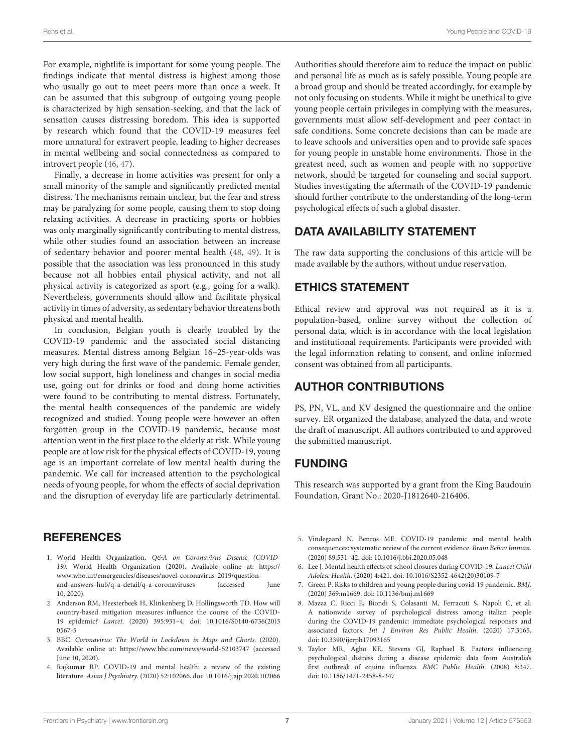For example, nightlife is important for some young people. The findings indicate that mental distress is highest among those who usually go out to meet peers more than once a week. It can be assumed that this subgroup of outgoing young people is characterized by high sensation-seeking, and that the lack of sensation causes distressing boredom. This idea is supported by research which found that the COVID-19 measures feel more unnatural for extravert people, leading to higher decreases in mental wellbeing and social connectedness as compared to introvert people (46, 47).

Finally, a decrease in home activities was present for only a small minority of the sample and significantly predicted mental distress. The mechanisms remain unclear, but the fear and stress may be paralyzing for some people, causing them to stop doing relaxing activities. A decrease in practicing sports or hobbies was only marginally significantly contributing to mental distress, while other studies found an association between an increase of sedentary behavior and poorer mental health (48, 49). It is possible that the association was less pronounced in this study because not all hobbies entail physical activity, and not all physical activity is categorized as sport (e.g., going for a walk). Nevertheless, governments should allow and facilitate physical activity in times of adversity, as sedentary behavior threatens both physical and mental health.

In conclusion, Belgian youth is clearly troubled by the COVID-19 pandemic and the associated social distancing measures. Mental distress among Belgian 16–25-year-olds was very high during the first wave of the pandemic. Female gender, low social support, high loneliness and changes in social media use, going out for drinks or food and doing home activities were found to be contributing to mental distress. Fortunately, the mental health consequences of the pandemic are widely recognized and studied. Young people were however an often forgotten group in the COVID-19 pandemic, because most attention went in the first place to the elderly at risk. While young people are at low risk for the physical effects of COVID-19, young age is an important correlate of low mental health during the pandemic. We call for increased attention to the psychological needs of young people, for whom the effects of social deprivation and the disruption of everyday life are particularly detrimental. Authorities should therefore aim to reduce the impact on public and personal life as much as is safely possible. Young people are a broad group and should be treated accordingly, for example by not only focusing on students. While it might be unethical to give young people certain privileges in complying with the measures, governments must allow self-development and peer contact in safe conditions. Some concrete decisions than can be made are to leave schools and universities open and to provide safe spaces for young people in unstable home environments. Those in the greatest need, such as women and people with no supportive network, should be targeted for counseling and social support. Studies investigating the aftermath of the COVID-19 pandemic should further contribute to the understanding of the long-term psychological effects of such a global disaster.

## DATA AVAILABILITY STATEMENT

The raw data supporting the conclusions of this article will be made available by the authors, without undue reservation.

## ETHICS STATEMENT

Ethical review and approval was not required as it is a population-based, online survey without the collection of personal data, which is in accordance with the local legislation and institutional requirements. Participants were provided with the legal information relating to consent, and online informed consent was obtained from all participants.

## AUTHOR CONTRIBUTIONS

PS, PN, VL, and KV designed the questionnaire and the online survey. ER organized the database, analyzed the data, and wrote the draft of manuscript. All authors contributed to and approved the submitted manuscript.

## FUNDING

This research was supported by a grant from the King Baudouin Foundation, Grant No.: 2020-J1812640-216406.

## REFERENCES

1. World Health Organization. *Q&A on Coronavirus Disease (COVID-19)*. World Health Organization (2020). Available online at: https://www.who.int/emergencies/diseases/novel-coronavirus-2019/question-and-answers-hub/q-a-detail/q-a-coronaviruses (accessed June 10, 2020).
2. Anderson RM, Heesterbeek H, Klinkenberg D, Hollingsworth TD. How will country-based mitigation measures influence the course of the COVID-19 epidemic? *Lancet*. (2020) 395:931–4. doi: 10.1016/S0140-6736(20)30567-5
3. BBC. *Coronavirus: The World in Lockdown in Maps and Charts*. (2020). Available online at: https://www.bbc.com/news/world-52103747 (accessed June 10, 2020).
4. Rajkumar RP. COVID-19 and mental health: a review of the existing literature. *Asian J Psychiatry*. (2020) 52:102066. doi: 10.1016/j.ajp.2020.102066
5. Vindegaard N, Benros ME. COVID-19 pandemic and mental health consequences: systematic review of the current evidence. *Brain Behav Immun*. (2020) 89:531–42. doi: 10.1016/j.bbi.2020.05.048
6. Lee J. Mental health effects of school closures during COVID-19. *Lancet Child Adolesc Health*. (2020) 4:421. doi: 10.1016/S2352-4642(20)30109-7
7. Green P. Risks to children and young people during covid-19 pandemic. *BMJ*. (2020) 369:m1669. doi: 10.1136/bmj.m1669
8. Mazza C, Ricci E, Biondi S, Colasanti M, Ferracuti S, Napoli C, et al. A nationwide survey of psychological distress among italian people during the COVID-19 pandemic: immediate psychological responses and associated factors. *Int J Environ Res Public Health*. (2020) 17:3165. doi: 10.3390/ijerph17093165
9. Taylor MR, Agho KE, Stevens GJ, Raphael B. Factors influencing psychological distress during a disease epidemic: data from Australia's first outbreak of equine influenza. *BMC Public Health*. (2008) 8:347. doi: 10.1186/1471-2458-8-347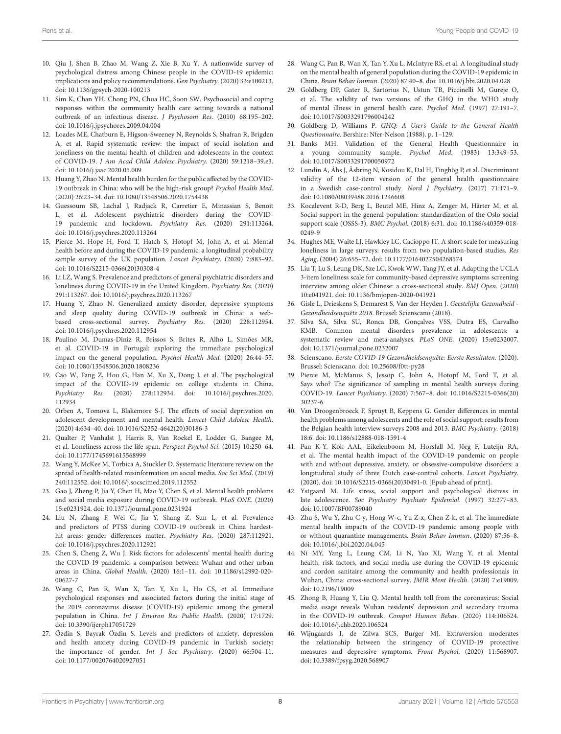10. Qiu J, Shen B, Zhao M, Wang Z, Xie B, Xu Y. A nationwide survey of psychological distress among Chinese people in the COVID-19 epidemic: implications and policy recommendations. *Gen Psychiatry*. (2020) 33:e100213. doi: 10.1136/gpsych-2020-100213
11. Sim K, Chan YH, Chong PN, Chua HC, Soon SW. Psychosocial and coping responses within the community health care setting towards a national outbreak of an infectious disease. *J Psychosom Res*. (2010) 68:195–202. doi: 10.1016/j.jpsychores.2009.04.004
12. Loades ME, Chatburn E, Higson-Sweeney N, Reynolds S, Shafran R, Brigden A, et al. Rapid systematic review: the impact of social isolation and loneliness on the mental health of children and adolescents in the context of COVID-19. *J Am Acad Child Adolesc Psychiatry*. (2020) 59:1218–39.e3. doi: 10.1016/j.jaac.2020.05.009
13. Huang Y, Zhao N. Mental health burden for the public affected by the COVID-19 outbreak in China: who will be the high-risk group? *Psychol Health Med*. (2020) 26:23–34. doi: 10.1080/13548506.2020.1754438
14. Guessoum SB, Lachal J, Radjack R, Carretier E, Minassian S, Benoit L, et al. Adolescent psychiatric disorders during the COVID-19 pandemic and lockdown. *Psychiatry Res*. (2020) 291:113264. doi: 10.1016/j.psychres.2020.113264
15. Pierce M, Hope H, Ford T, Hatch S, Hotopf M, John A, et al. Mental health before and during the COVID-19 pandemic: a longitudinal probability sample survey of the UK population. *Lancet Psychiatry*. (2020) 7:883–92. doi: 10.1016/S2215-0366(20)30308-4
16. Li LZ, Wang S. Prevalence and predictors of general psychiatric disorders and loneliness during COVID-19 in the United Kingdom. *Psychiatry Res*. (2020) 291:113267. doi: 10.1016/j.psychres.2020.113267
17. Huang Y, Zhao N. Generalized anxiety disorder, depressive symptoms and sleep quality during COVID-19 outbreak in China: a web-based cross-sectional survey. *Psychiatry Res*. (2020) 228:112954. doi: 10.1016/j.psychres.2020.112954
18. Paulino M, Dumas-Diniz R, Brissos S, Brites R, Alho L, Simões MR, et al. COVID-19 in Portugal: exploring the immediate psychological impact on the general population. *Psychol Health Med*. (2020) 26:44–55. doi: 10.1080/13548506.2020.1808236
19. Cao W, Fang Z, Hou G, Han M, Xu X, Dong J, et al. The psychological impact of the COVID-19 epidemic on college students in China. *Psychiatry Res*. (2020) 278:112934. doi: 10.1016/j.psychres.2020.112934
20. Orben A, Tomova L, Blakemore S-J. The effects of social deprivation on adolescent development and mental health. *Lancet Child Adolesc Health*. (2020) 4:634–40. doi: 10.1016/S2352-4642(20)30186-3
21. Qualter P, Vanhalst J, Harris R, Van Roekel E, Lodder G, Bangee M, et al. Loneliness across the life span. *Perspect Psychol Sci*. (2015) 10:250–64. doi: 10.1177/1745691615568999
22. Wang Y, McKee M, Torbica A, Stuckler D. Systematic literature review on the spread of health-related misinformation on social media. *Soc Sci Med*. (2019) 240:112552. doi: 10.1016/j.socscimed.2019.112552
23. Gao J, Zheng P, Jia Y, Chen H, Mao Y, Chen S, et al. Mental health problems and social media exposure during COVID-19 outbreak. *PLoS ONE*. (2020) 15:e0231924. doi: 10.1371/journal.pone.0231924
24. Liu N, Zhang F, Wei C, Jia Y, Shang Z, Sun L, et al. Prevalence and predictors of PTSS during COVID-19 outbreak in China hardest-hit areas: gender differences matter. *Psychiatry Res*. (2020) 287:112921. doi: 10.1016/j.psychres.2020.112921
25. Chen S, Cheng Z, Wu J. Risk factors for adolescents' mental health during the COVID-19 pandemic: a comparison between Wuhan and other urban areas in China. *Global Health*. (2020) 16:1–11. doi: 10.1186/s12992-020-00627-7
26. Wang C, Pan R, Wan X, Tan Y, Xu L, Ho CS, et al. Immediate psychological responses and associated factors during the initial stage of the 2019 coronavirus disease (COVID-19) epidemic among the general population in China. *Int J Environ Res Public Health*. (2020) 17:1729. doi: 10.3390/ijerph17051729
27. Özdin S, Bayrak Özdin S. Levels and predictors of anxiety, depression and health anxiety during COVID-19 pandemic in Turkish society: the importance of gender. *Int J Soc Psychiatry*. (2020) 66:504–11. doi: 10.1177/0020764020927051
28. Wang C, Pan R, Wan X, Tan Y, Xu L, McIntyre RS, et al. A longitudinal study on the mental health of general population during the COVID-19 epidemic in China. *Brain Behav Immun*. (2020) 87:40–8. doi: 10.1016/j.bbi.2020.04.028
29. Goldberg DP, Gater R, Sartorius N, Ustun TB, Piccinelli M, Gureje O, et al. The validity of two versions of the GHQ in the WHO study of mental illness in general health care. *Psychol Med*. (1997) 27:191–7. doi: 10.1017/S0033291796004242
30. Goldberg D, Williams P. *GHQ: A User's Guide to the General Health Questionnaire*. Bershire: Nfer-Nelson (1988). p. 1–129.
31. Banks MH. Validation of the General Health Questionnaire in a young community sample. *Psychol Med*. (1983) 13:349–53. doi: 10.1017/S0033291700050972
32. Lundin A, Åhs J, Åsbring N, Kosidou K, Dal H, Tinghög P, et al. Discriminant validity of the 12-item version of the general health questionnaire in a Swedish case-control study. *Nord J Psychiatry*. (2017) 71:171–9. doi: 10.1080/08039488.2016.1246608
33. Kocalevent R-D, Berg L, Beutel ME, Hinz A, Zenger M, Härter M, et al. Social support in the general population: standardization of the Oslo social support scale (OSSS-3). *BMC Psychol*. (2018) 6:31. doi: 10.1186/s40359-018-0249-9
34. Hughes ME, Waite LJ, Hawkley LC, Cacioppo JT. A short scale for measuring loneliness in large surveys: results from two population-based studies. *Res Aging*. (2004) 26:655–72. doi: 10.1177/0164027504268574
35. Liu T, Lu S, Leung DK, Sze LC, Kwok WW, Tang JY, et al. Adapting the UCLA 3-item loneliness scale for community-based depressive symptoms screening interview among older Chinese: a cross-sectional study. *BMJ Open*. (2020) 10:e041921. doi: 10.1136/bmjopen-2020-041921
36. Gisle L, Drieskens S, Demarest S, Van der Heyden J. *Geestelijke Gezondheid - Gezondheidsenquête 2018*. Brussel: Sciensano (2018).
37. Silva SA, Silva SU, Ronca DB, Gonçalves VSS, Dutra ES, Carvalho KMB. Common mental disorders prevalence in adolescents: a systematic review and meta-analyses. *PLoS ONE*. (2020) 15:e0232007. doi: 10.1371/journal.pone.0232007
38. Sciensano. *Eerste COVID-19 Gezondheidsenquête: Eerste Resultaten*. (2020). Brussel: Sciensano. doi: 10.25608/f0tt-py28
39. Pierce M, McManus S, Jessop C, John A, Hotopf M, Ford T, et al. Says who? The significance of sampling in mental health surveys during COVID-19. *Lancet Psychiatry*. (2020) 7:567–8. doi: 10.1016/S2215-0366(20)30237-6
40. Van Droogenbroeck F, Spruyt B, Keppens G. Gender differences in mental health problems among adolescents and the role of social support: results from the Belgian health interview surveys 2008 and 2013. *BMC Psychiatry*. (2018) 18:6. doi: 10.1186/s12888-018-1591-4
41. Pan K-Y, Kok AAL, Eikelenboom M, Horsfall M, Jörg F, Luteijn RA, et al. The mental health impact of the COVID-19 pandemic on people with and without depressive, anxiety, or obsessive-compulsive disorders: a longitudinal study of three Dutch case-control cohorts. *Lancet Psychiatry*. (2020). doi: 10.1016/S2215-0366(20)30491-0. [Epub ahead of print].
42. Ystgaard M. Life stress, social support and psychological distress in late adolescence. *Soc Psychiatry Psychiatr Epidemiol*. (1997) 32:277–83. doi: 10.1007/BF00789040
43. Zhu S, Wu Y, Zhu C-y, Hong W-c, Yu Z-x, Chen Z-k, et al. The immediate mental health impacts of the COVID-19 pandemic among people with or without quarantine managements. *Brain Behav Immun*. (2020) 87:56–8. doi: 10.1016/j.bbi.2020.04.045
44. Ni MY, Yang L, Leung CM, Li N, Yao XI, Wang Y, et al. Mental health, risk factors, and social media use during the COVID-19 epidemic and cordon sanitaire among the community and health professionals in Wuhan, China: cross-sectional survey. *JMIR Ment Health*. (2020) 7:e19009. doi: 10.2196/19009
45. Zhong B, Huang Y, Liu Q. Mental health toll from the coronavirus: Social media usage reveals Wuhan residents' depression and secondary trauma in the COVID-19 outbreak. *Comput Human Behav*. (2020) 114:106524. doi: 10.1016/j.chb.2020.106524
46. Wijngaards I, de Zilwa SCS, Burger MJ. Extraversion moderates the relationship between the stringency of COVID-19 protective measures and depressive symptoms. *Front Psychol*. (2020) 11:568907. doi: 10.3389/fpsyg.2020.568907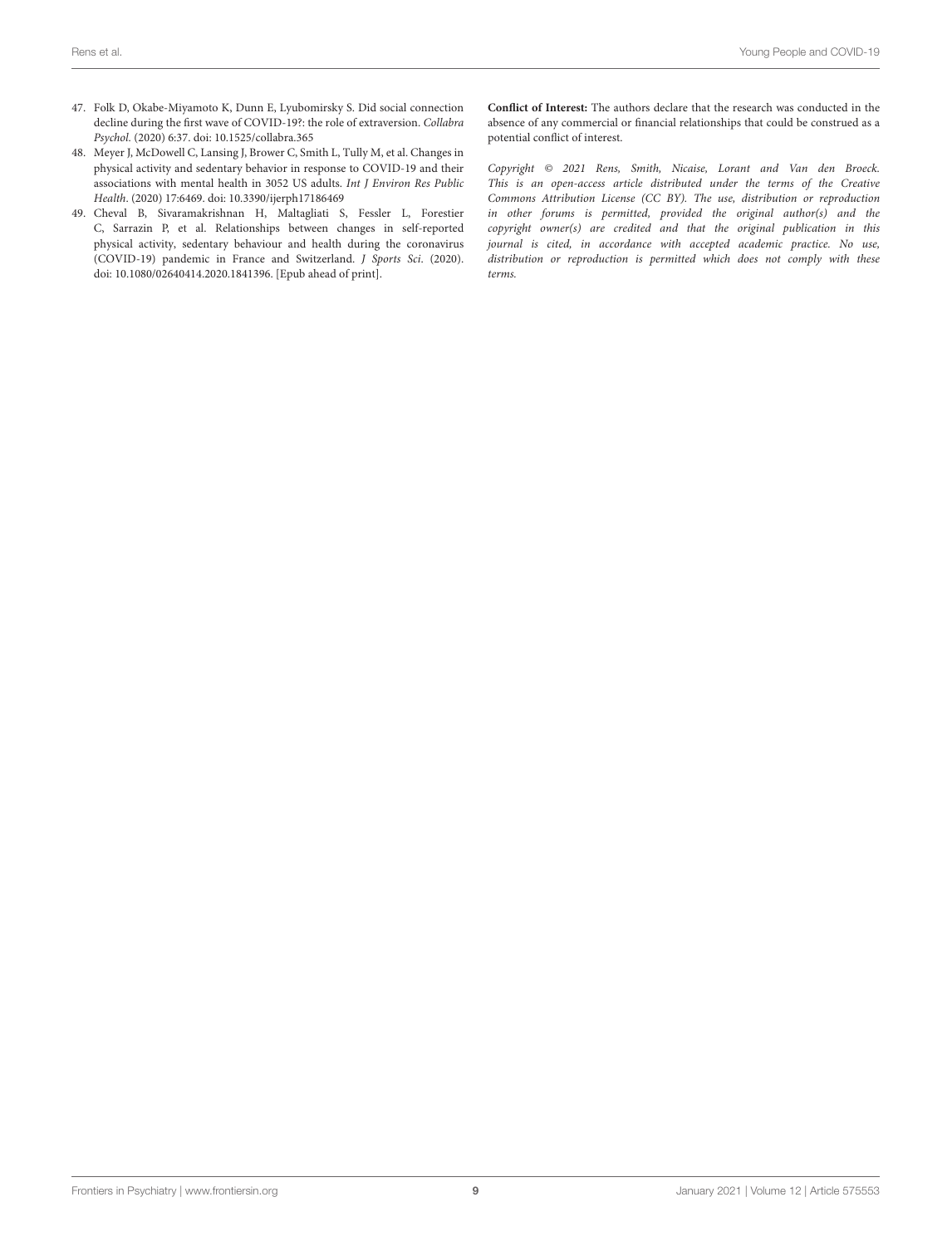47. Folk D, Okabe-Miyamoto K, Dunn E, Lyubomirsky S. Did social connection decline during the first wave of COVID-19?: the role of extraversion. *Collabra Psychol.* (2020) 6:37. doi: 10.1525/collabra.365
48. Meyer J, McDowell C, Lansing J, Brower C, Smith L, Tully M, et al. Changes in physical activity and sedentary behavior in response to COVID-19 and their associations with mental health in 3052 US adults. *Int J Environ Res Public Health*. (2020) 17:6469. doi: 10.3390/ijerph17186469
49. Cheval B, Sivaramakrishnan H, Maltagliati S, Fessler L, Forestier C, Sarrazin P, et al. Relationships between changes in self-reported physical activity, sedentary behaviour and health during the coronavirus (COVID-19) pandemic in France and Switzerland. *J Sports Sci.* (2020). doi: 10.1080/02640414.2020.1841396. [Epub ahead of print].

**Conflict of Interest:** The authors declare that the research was conducted in the absence of any commercial or financial relationships that could be construed as a potential conflict of interest.

*Copyright © 2021 Rens, Smith, Nicaise, Lorant and Van den Broeck. This is an open-access article distributed under the terms of the Creative Commons Attribution License (CC BY). The use, distribution or reproduction in other forums is permitted, provided the original author(s) and the copyright owner(s) are credited and that the original publication in this journal is cited, in accordance with accepted academic practice. No use, distribution or reproduction is permitted which does not comply with these terms.*